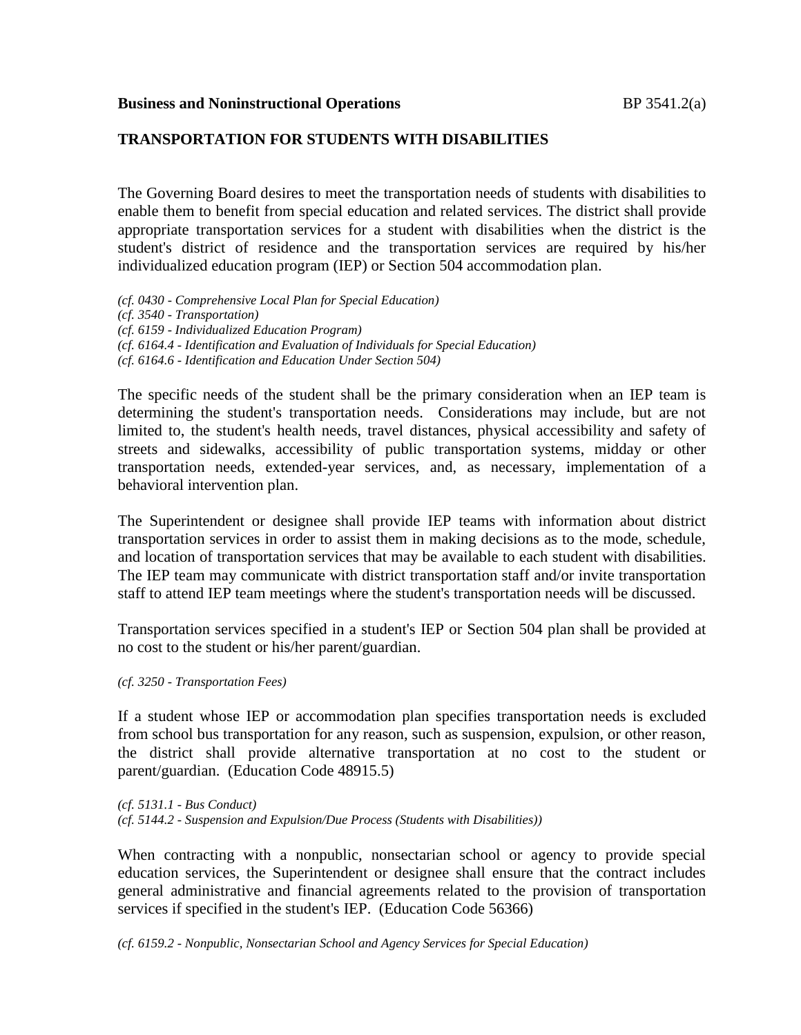**Business and Noninstructional Operations** BP 3541.2(a)

**TRANSPORTATION FOR STUDENTS WITH DISABILITIES**

The Governing Board desires to meet the transportation needs of students with disabilities to enable them to benefit from special education and related services. The district shall provide appropriate transportation services for a student with disabilities when the district is the student's district of residence and the transportation services are required by his/her individualized education program (IEP) or Section 504 accommodation plan.

*(cf. 0430 - Comprehensive Local Plan for Special Education)*
*(cf. 3540 - Transportation)*
*(cf. 6159 - Individualized Education Program)*
*(cf. 6164.4 - Identification and Evaluation of Individuals for Special Education)*
*(cf. 6164.6 - Identification and Education Under Section 504)*

The specific needs of the student shall be the primary consideration when an IEP team is determining the student's transportation needs. Considerations may include, but are not limited to, the student's health needs, travel distances, physical accessibility and safety of streets and sidewalks, accessibility of public transportation systems, midday or other transportation needs, extended-year services, and, as necessary, implementation of a behavioral intervention plan.

The Superintendent or designee shall provide IEP teams with information about district transportation services in order to assist them in making decisions as to the mode, schedule, and location of transportation services that may be available to each student with disabilities. The IEP team may communicate with district transportation staff and/or invite transportation staff to attend IEP team meetings where the student's transportation needs will be discussed.

Transportation services specified in a student's IEP or Section 504 plan shall be provided at no cost to the student or his/her parent/guardian.

*(cf. 3250 - Transportation Fees)*

If a student whose IEP or accommodation plan specifies transportation needs is excluded from school bus transportation for any reason, such as suspension, expulsion, or other reason, the district shall provide alternative transportation at no cost to the student or parent/guardian. (Education Code 48915.5)

*(cf. 5131.1 - Bus Conduct)*
*(cf. 5144.2 - Suspension and Expulsion/Due Process (Students with Disabilities))*

When contracting with a nonpublic, nonsectarian school or agency to provide special education services, the Superintendent or designee shall ensure that the contract includes general administrative and financial agreements related to the provision of transportation services if specified in the student's IEP. (Education Code 56366)

*(cf. 6159.2 - Nonpublic, Nonsectarian School and Agency Services for Special Education)*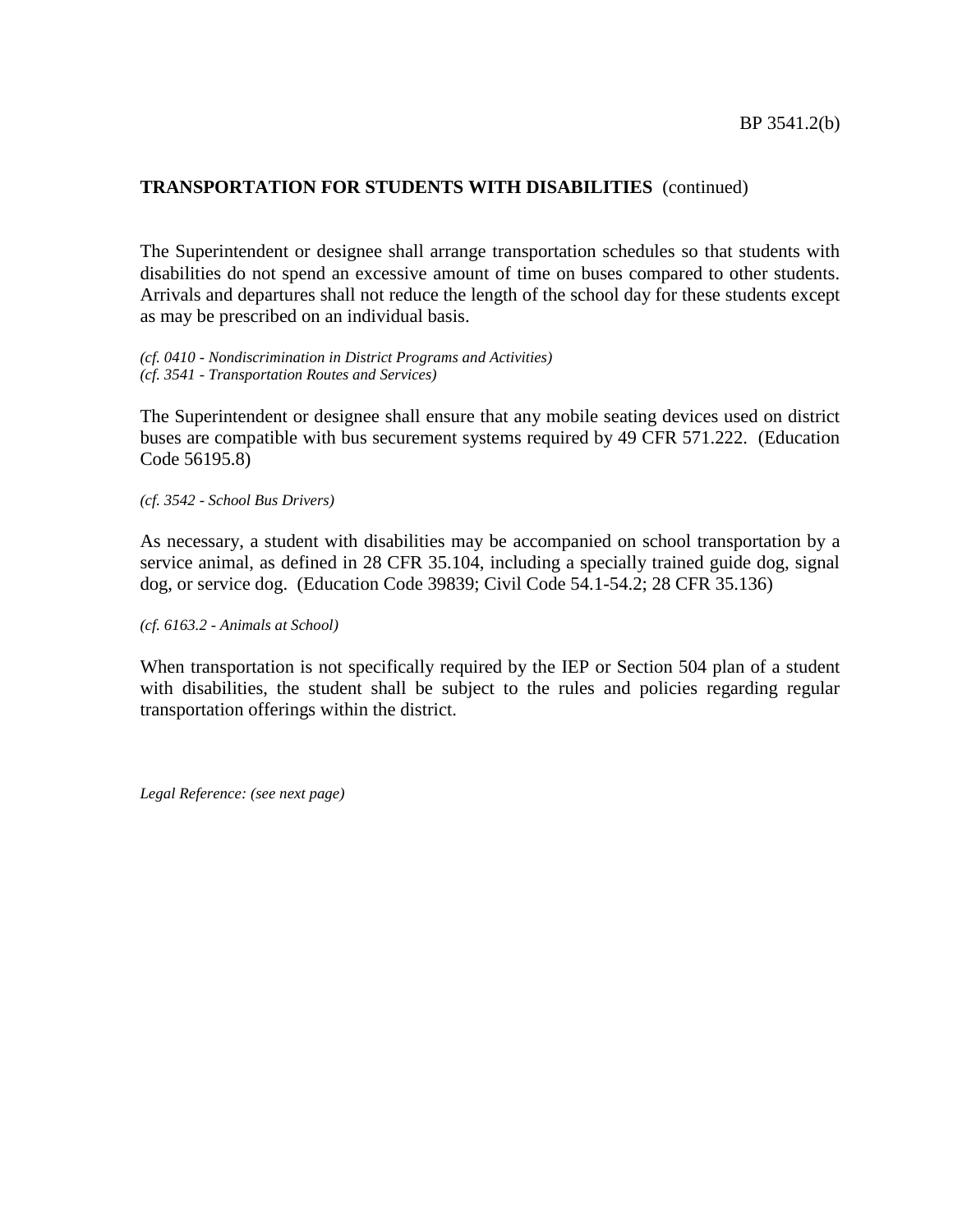**TRANSPORTATION FOR STUDENTS WITH DISABILITIES** (continued)

The Superintendent or designee shall arrange transportation schedules so that students with disabilities do not spend an excessive amount of time on buses compared to other students. Arrivals and departures shall not reduce the length of the school day for these students except as may be prescribed on an individual basis.

*(cf. 0410 - Nondiscrimination in District Programs and Activities)*
*(cf. 3541 - Transportation Routes and Services)*

The Superintendent or designee shall ensure that any mobile seating devices used on district buses are compatible with bus securement systems required by 49 CFR 571.222. (Education Code 56195.8)

*(cf. 3542 - School Bus Drivers)*

As necessary, a student with disabilities may be accompanied on school transportation by a service animal, as defined in 28 CFR 35.104, including a specially trained guide dog, signal dog, or service dog. (Education Code 39839; Civil Code 54.1-54.2; 28 CFR 35.136)

*(cf. 6163.2 - Animals at School)*

When transportation is not specifically required by the IEP or Section 504 plan of a student with disabilities, the student shall be subject to the rules and policies regarding regular transportation offerings within the district.

*Legal Reference: (see next page)*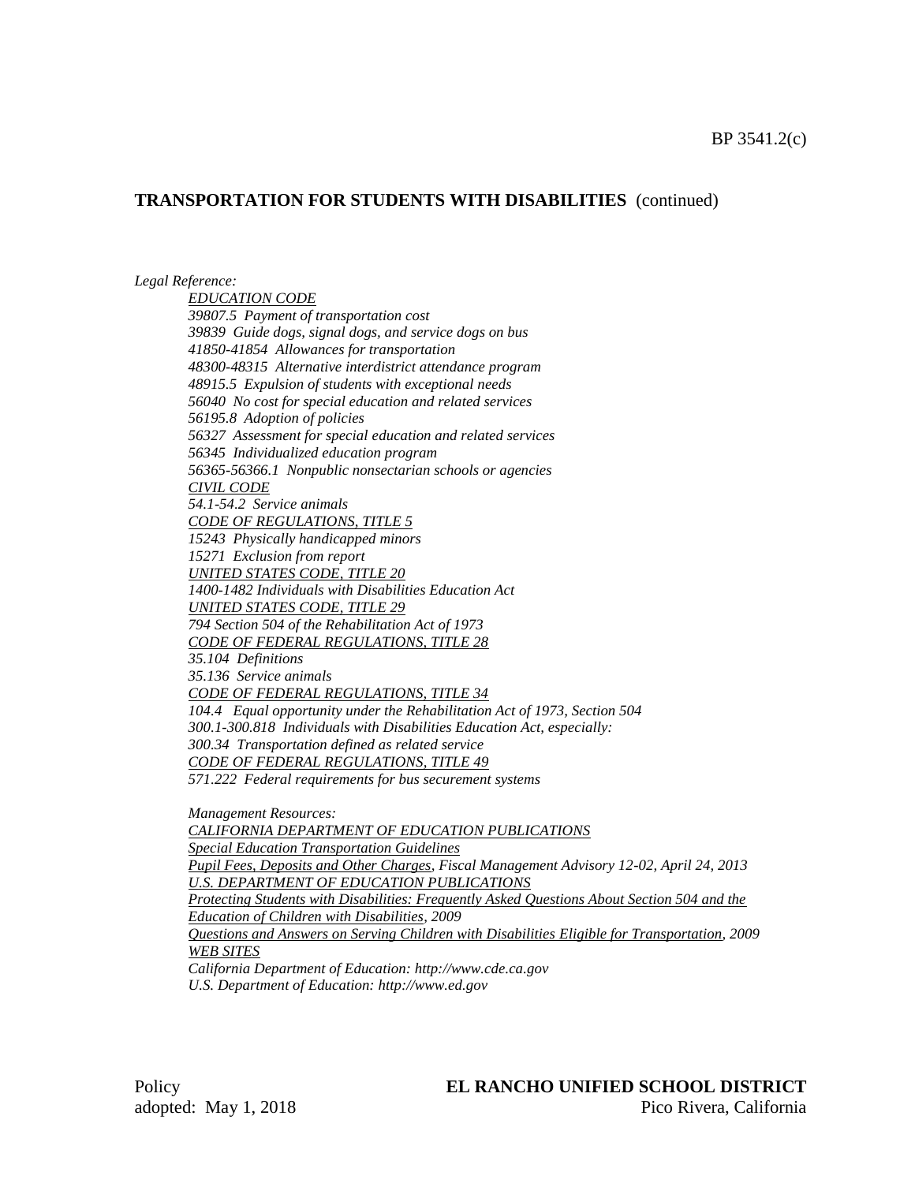**TRANSPORTATION FOR STUDENTS WITH DISABILITIES** (continued)

*Legal Reference:*

*EDUCATION CODE*
*39807.5 Payment of transportation cost*
*39839 Guide dogs, signal dogs, and service dogs on bus*
*41850-41854 Allowances for transportation*
*48300-48315 Alternative interdistrict attendance program*
*48915.5 Expulsion of students with exceptional needs*
*56040 No cost for special education and related services*
*56195.8 Adoption of policies*
*56327 Assessment for special education and related services*
*56345 Individualized education program*
*56365-56366.1 Nonpublic nonsectarian schools or agencies*
*CIVIL CODE*
*54.1-54.2 Service animals*
*CODE OF REGULATIONS, TITLE 5*
*15243 Physically handicapped minors*
*15271 Exclusion from report*
*UNITED STATES CODE, TITLE 20*
*1400-1482 Individuals with Disabilities Education Act*
*UNITED STATES CODE, TITLE 29*
*794 Section 504 of the Rehabilitation Act of 1973*
*CODE OF FEDERAL REGULATIONS, TITLE 28*
*35.104 Definitions*
*35.136 Service animals*
*CODE OF FEDERAL REGULATIONS, TITLE 34*
*104.4 Equal opportunity under the Rehabilitation Act of 1973, Section 504*
*300.1-300.818 Individuals with Disabilities Education Act, especially:*
*300.34 Transportation defined as related service*
*CODE OF FEDERAL REGULATIONS, TITLE 49*
*571.222 Federal requirements for bus securement systems*

*Management Resources:*
*CALIFORNIA DEPARTMENT OF EDUCATION PUBLICATIONS*
*Special Education Transportation Guidelines*
*Pupil Fees, Deposits and Other Charges, Fiscal Management Advisory 12-02, April 24, 2013*
*U.S. DEPARTMENT OF EDUCATION PUBLICATIONS*
*Protecting Students with Disabilities: Frequently Asked Questions About Section 504 and the Education of Children with Disabilities, 2009*
*Questions and Answers on Serving Children with Disabilities Eligible for Transportation, 2009*
*WEB SITES*
*California Department of Education: http://www.cde.ca.gov*
*U.S. Department of Education: http://www.ed.gov*

Policy
adopted: May 1, 2018

**EL RANCHO UNIFIED SCHOOL DISTRICT**
Pico Rivera, California